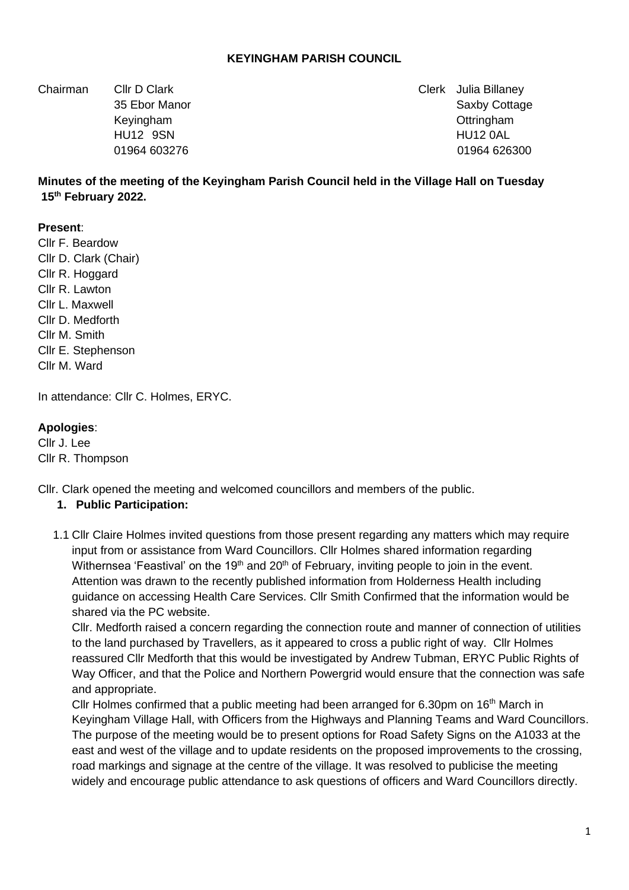**KEYINGHAM PARISH COUNCIL**

Chairman Cllr D Clark
35 Ebor Manor
Keyingham
HU12 9SN
01964 603276

Clerk Julia Billaney
Saxby Cottage
Ottringham
HU12 0AL
01964 626300

**Minutes of the meeting of the Keyingham Parish Council held in the Village Hall on Tuesday 15th February 2022.**

**Present**:
Cllr F. Beardow
Cllr D. Clark (Chair)
Cllr R. Hoggard
Cllr R. Lawton
Cllr L. Maxwell
Cllr D. Medforth
Cllr M. Smith
Cllr E. Stephenson
Cllr M. Ward

In attendance: Cllr C. Holmes, ERYC.

**Apologies**:
Cllr J. Lee
Cllr R. Thompson

Cllr. Clark opened the meeting and welcomed councillors and members of the public.

1. **Public Participation:**

1.1 Cllr Claire Holmes invited questions from those present regarding any matters which may require input from or assistance from Ward Councillors. Cllr Holmes shared information regarding Withernsea 'Feastival' on the 19th and 20th of February, inviting people to join in the event. Attention was drawn to the recently published information from Holderness Health including guidance on accessing Health Care Services. Cllr Smith Confirmed that the information would be shared via the PC website.

Cllr. Medforth raised a concern regarding the connection route and manner of connection of utilities to the land purchased by Travellers, as it appeared to cross a public right of way. Cllr Holmes reassured Cllr Medforth that this would be investigated by Andrew Tubman, ERYC Public Rights of Way Officer, and that the Police and Northern Powergrid would ensure that the connection was safe and appropriate.

Cllr Holmes confirmed that a public meeting had been arranged for 6.30pm on 16th March in Keyingham Village Hall, with Officers from the Highways and Planning Teams and Ward Councillors. The purpose of the meeting would be to present options for Road Safety Signs on the A1033 at the east and west of the village and to update residents on the proposed improvements to the crossing, road markings and signage at the centre of the village. It was resolved to publicise the meeting widely and encourage public attendance to ask questions of officers and Ward Councillors directly.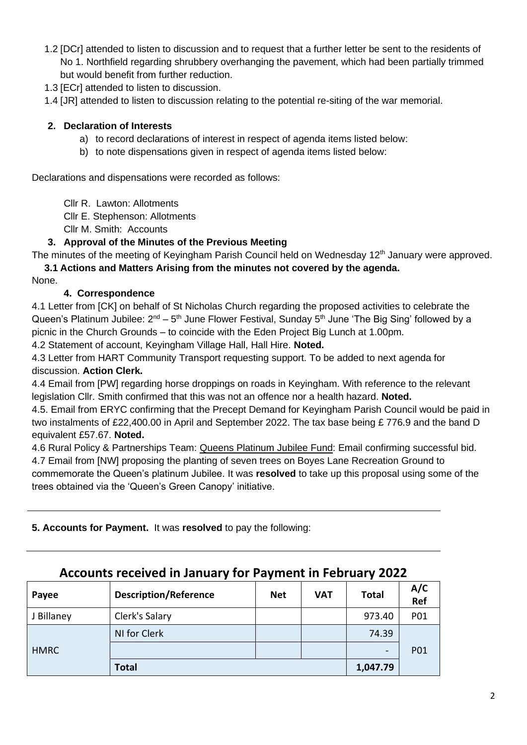1.2 [DCr] attended to listen to discussion and to request that a further letter be sent to the residents of No 1. Northfield regarding shrubbery overhanging the pavement, which had been partially trimmed but would benefit from further reduction.

1.3 [ECr] attended to listen to discussion.

1.4 [JR] attended to listen to discussion relating to the potential re-siting of the war memorial.

**2. Declaration of Interests**

a) to record declarations of interest in respect of agenda items listed below:

b) to note dispensations given in respect of agenda items listed below:

Declarations and dispensations were recorded as follows:

Cllr R. Lawton: Allotments
Cllr E. Stephenson: Allotments
Cllr M. Smith: Accounts

**3. Approval of the Minutes of the Previous Meeting**

The minutes of the meeting of Keyingham Parish Council held on Wednesday 12th January were approved.

**3.1 Actions and Matters Arising from the minutes not covered by the agenda.**

None.

**4. Correspondence**

4.1 Letter from [CK] on behalf of St Nicholas Church regarding the proposed activities to celebrate the Queen's Platinum Jubilee: 2nd – 5th June Flower Festival, Sunday 5th June 'The Big Sing' followed by a picnic in the Church Grounds – to coincide with the Eden Project Big Lunch at 1.00pm.

4.2 Statement of account, Keyingham Village Hall, Hall Hire. **Noted.**

4.3 Letter from HART Community Transport requesting support. To be added to next agenda for discussion. **Action Clerk.**

4.4 Email from [PW] regarding horse droppings on roads in Keyingham. With reference to the relevant legislation Cllr. Smith confirmed that this was not an offence nor a health hazard. **Noted.**

4.5. Email from ERYC confirming that the Precept Demand for Keyingham Parish Council would be paid in two instalments of £22,400.00 in April and September 2022. The tax base being £ 776.9 and the band D equivalent £57.67. **Noted.**

4.6 Rural Policy & Partnerships Team: Queens Platinum Jubilee Fund: Email confirming successful bid.

4.7 Email from [NW] proposing the planting of seven trees on Boyes Lane Recreation Ground to commemorate the Queen's platinum Jubilee. It was **resolved** to take up this proposal using some of the trees obtained via the 'Queen's Green Canopy' initiative.

**5. Accounts for Payment.** It was **resolved** to pay the following:

## Accounts received in January for Payment in February 2022

| Payee | Description/Reference | Net | VAT | Total | A/C Ref |
|---|---|---|---|---|---|
| J Billaney | Clerk's Salary | | | 973.40 | P01 |
| HMRC | NI for Clerk | | | 74.39 | P01 |
| | | | | - | |
| | **Total** | | | **1,047.79** | |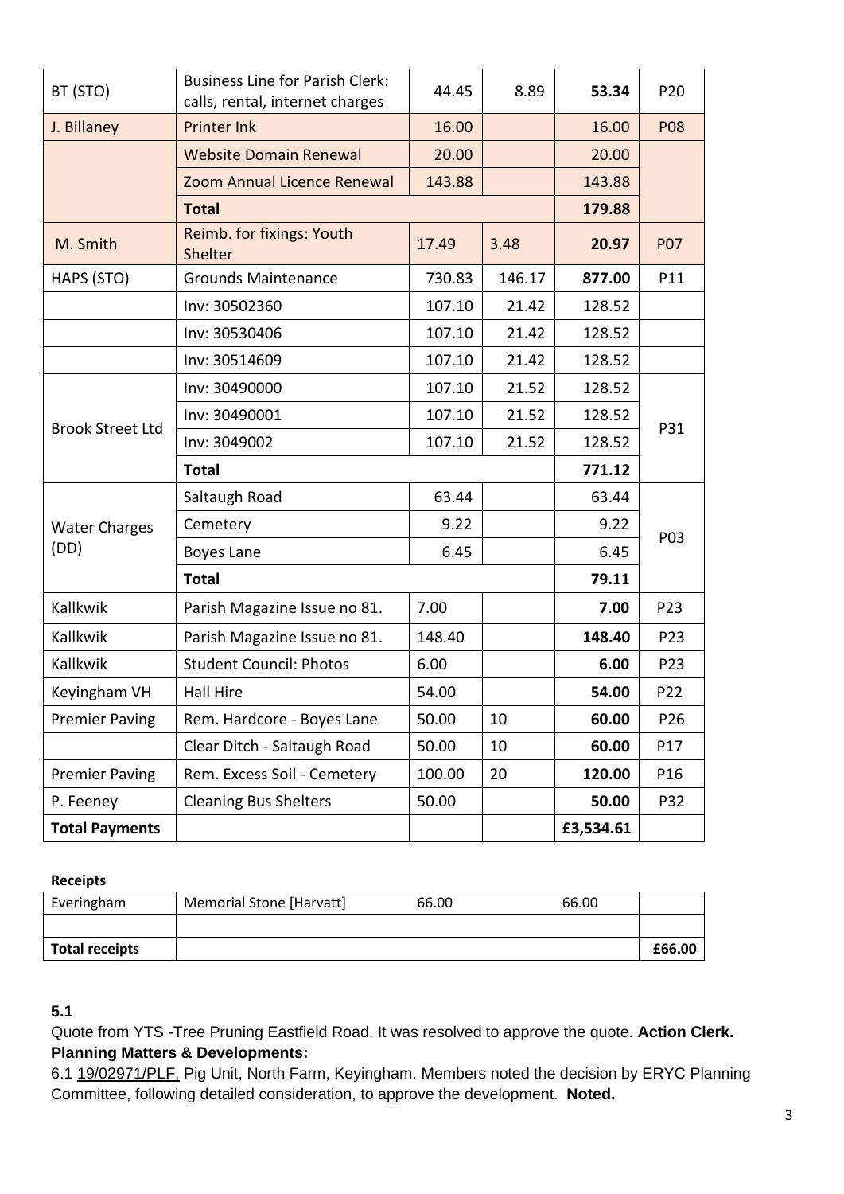| | | | | | |
|---|---|---|---|---|---|
| BT (STO) | Business Line for Parish Clerk: calls, rental, internet charges | 44.45 | 8.89 | **53.34** | P20 |
| J. Billaney | Printer Ink | 16.00 | | 16.00 | P08 |
| | Website Domain Renewal | 20.00 | | 20.00 | |
| | Zoom Annual Licence Renewal | 143.88 | | 143.88 | |
| | **Total** | | | **179.88** | |
| M. Smith | Reimb. for fixings: Youth Shelter | 17.49 | 3.48 | **20.97** | P07 |
| HAPS (STO) | Grounds Maintenance | 730.83 | 146.17 | **877.00** | P11 |
| | Inv: 30502360 | 107.10 | 21.42 | 128.52 | |
| | Inv: 30530406 | 107.10 | 21.42 | 128.52 | |
| | Inv: 30514609 | 107.10 | 21.42 | 128.52 | |
| Brook Street Ltd | Inv: 30490000 | 107.10 | 21.52 | 128.52 | P31 |
| | Inv: 30490001 | 107.10 | 21.52 | 128.52 | |
| | Inv: 3049002 | 107.10 | 21.52 | 128.52 | |
| | **Total** | | | **771.12** | |
| Water Charges (DD) | Saltaugh Road | 63.44 | | 63.44 | P03 |
| | Cemetery | 9.22 | | 9.22 | |
| | Boyes Lane | 6.45 | | 6.45 | |
| | **Total** | | | **79.11** | |
| Kallkwik | Parish Magazine Issue no 81. | 7.00 | | **7.00** | P23 |
| Kallkwik | Parish Magazine Issue no 81. | 148.40 | | **148.40** | P23 |
| Kallkwik | Student Council: Photos | 6.00 | | **6.00** | P23 |
| Keyingham VH | Hall Hire | 54.00 | | **54.00** | P22 |
| Premier Paving | Rem. Hardcore - Boyes Lane | 50.00 | 10 | **60.00** | P26 |
| | Clear Ditch - Saltaugh Road | 50.00 | 10 | **60.00** | P17 |
| Premier Paving | Rem. Excess Soil - Cemetery | 100.00 | 20 | **120.00** | P16 |
| P. Feeney | Cleaning Bus Shelters | 50.00 | | **50.00** | P32 |
| **Total Payments** | | | | **£3,534.61** | |

**Receipts**

| | | | | |
|---|---|---|---|---|
| Everingham | Memorial Stone [Harvatt] | 66.00 | 66.00 | |
| | | | | |
| **Total receipts** | | | | **£66.00** |

**5.1**

Quote from YTS -Tree Pruning Eastfield Road. It was resolved to approve the quote. **Action Clerk.**

**Planning Matters & Developments:**

6.1 19/02971/PLF. Pig Unit, North Farm, Keyingham. Members noted the decision by ERYC Planning Committee, following detailed consideration, to approve the development. **Noted.**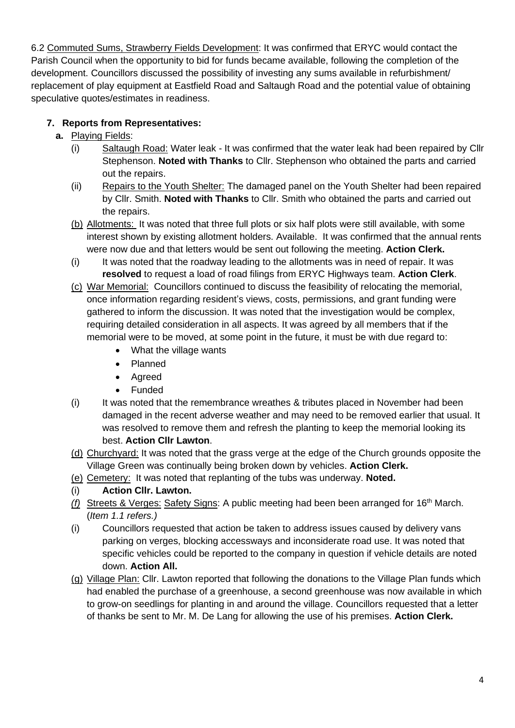6.2 Commuted Sums, Strawberry Fields Development: It was confirmed that ERYC would contact the Parish Council when the opportunity to bid for funds became available, following the completion of the development. Councillors discussed the possibility of investing any sums available in refurbishment/ replacement of play equipment at Eastfield Road and Saltaugh Road and the potential value of obtaining speculative quotes/estimates in readiness.

**7. Reports from Representatives:**

**a.** Playing Fields:

(i) Saltaugh Road: Water leak - It was confirmed that the water leak had been repaired by Cllr Stephenson. **Noted with Thanks** to Cllr. Stephenson who obtained the parts and carried out the repairs.

(ii) Repairs to the Youth Shelter: The damaged panel on the Youth Shelter had been repaired by Cllr. Smith. **Noted with Thanks** to Cllr. Smith who obtained the parts and carried out the repairs.

(b) Allotments: It was noted that three full plots or six half plots were still available, with some interest shown by existing allotment holders. Available. It was confirmed that the annual rents were now due and that letters would be sent out following the meeting. **Action Clerk.**

(i) It was noted that the roadway leading to the allotments was in need of repair. It was **resolved** to request a load of road filings from ERYC Highways team. **Action Clerk**.

(c) War Memorial: Councillors continued to discuss the feasibility of relocating the memorial, once information regarding resident's views, costs, permissions, and grant funding were gathered to inform the discussion. It was noted that the investigation would be complex, requiring detailed consideration in all aspects. It was agreed by all members that if the memorial were to be moved, at some point in the future, it must be with due regard to:

- What the village wants
- Planned
- Agreed
- Funded

(i) It was noted that the remembrance wreathes & tributes placed in November had been damaged in the recent adverse weather and may need to be removed earlier that usual. It was resolved to remove them and refresh the planting to keep the memorial looking its best. **Action Cllr Lawton**.

(d) Churchyard: It was noted that the grass verge at the edge of the Church grounds opposite the Village Green was continually being broken down by vehicles. **Action Clerk.**

(e) Cemetery: It was noted that replanting of the tubs was underway. **Noted.**

(i) **Action Cllr. Lawton.**

*(f)* Streets & Verges: Safety Signs: A public meeting had been been arranged for 16th March. (*Item 1.1 refers.)*

(i) Councillors requested that action be taken to address issues caused by delivery vans parking on verges, blocking accessways and inconsiderate road use. It was noted that specific vehicles could be reported to the company in question if vehicle details are noted down. **Action All.**

(g) Village Plan: Cllr. Lawton reported that following the donations to the Village Plan funds which had enabled the purchase of a greenhouse, a second greenhouse was now available in which to grow-on seedlings for planting in and around the village. Councillors requested that a letter of thanks be sent to Mr. M. De Lang for allowing the use of his premises. **Action Clerk.**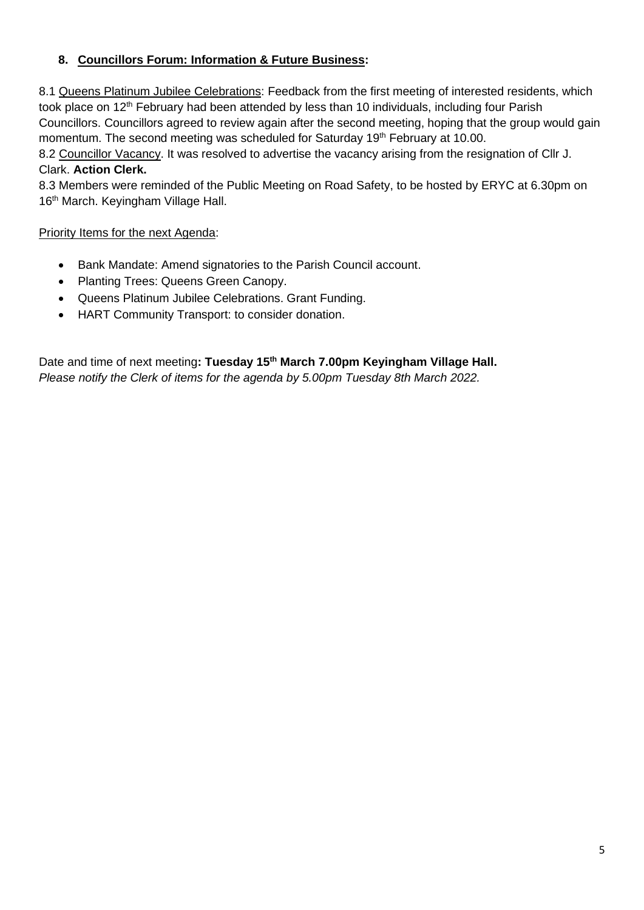## 8. **Councillors Forum: Information & Future Business:**

8.1 Queens Platinum Jubilee Celebrations: Feedback from the first meeting of interested residents, which took place on 12th February had been attended by less than 10 individuals, including four Parish Councillors. Councillors agreed to review again after the second meeting, hoping that the group would gain momentum. The second meeting was scheduled for Saturday 19th February at 10.00.

8.2 Councillor Vacancy. It was resolved to advertise the vacancy arising from the resignation of Cllr J. Clark. **Action Clerk.**

8.3 Members were reminded of the Public Meeting on Road Safety, to be hosted by ERYC at 6.30pm on 16th March. Keyingham Village Hall.

Priority Items for the next Agenda:

- Bank Mandate: Amend signatories to the Parish Council account.
- Planting Trees: Queens Green Canopy.
- Queens Platinum Jubilee Celebrations. Grant Funding.
- HART Community Transport: to consider donation.

Date and time of next meeting**: Tuesday 15th March 7.00pm Keyingham Village Hall.**
*Please notify the Clerk of items for the agenda by 5.00pm Tuesday 8th March 2022.*